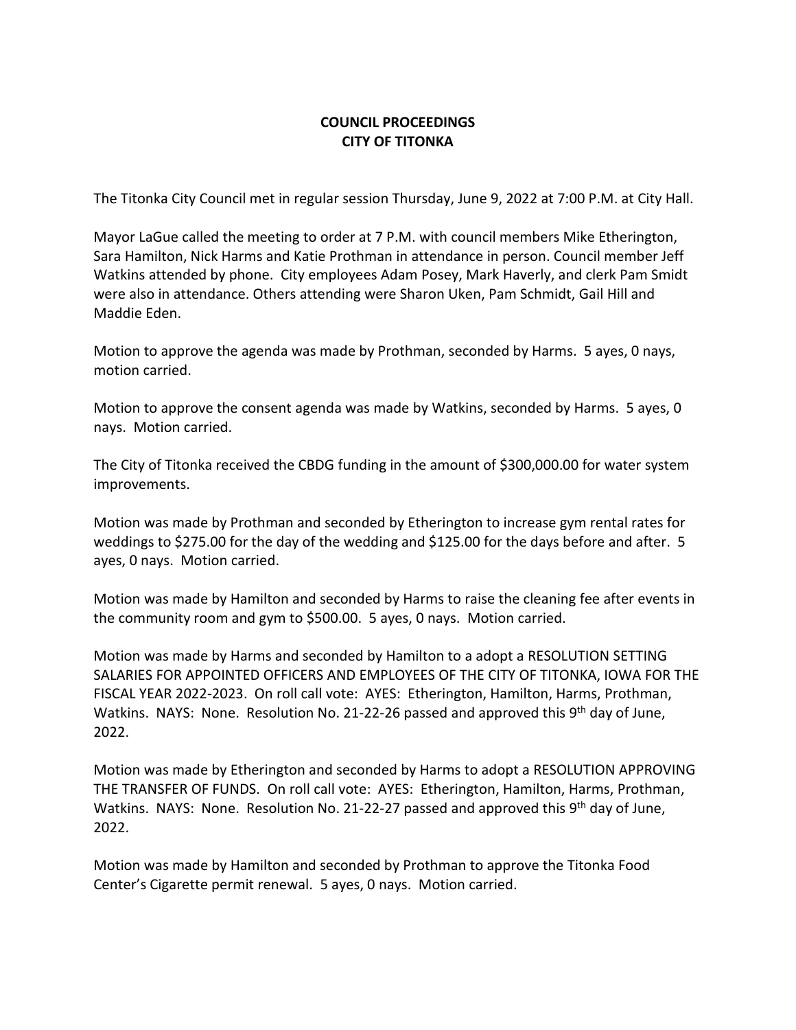# COUNCIL PROCEEDINGS
# CITY OF TITONKA

The Titonka City Council met in regular session Thursday, June 9, 2022 at 7:00 P.M. at City Hall.

Mayor LaGue called the meeting to order at 7 P.M. with council members Mike Etherington, Sara Hamilton, Nick Harms and Katie Prothman in attendance in person. Council member Jeff Watkins attended by phone. City employees Adam Posey, Mark Haverly, and clerk Pam Smidt were also in attendance. Others attending were Sharon Uken, Pam Schmidt, Gail Hill and Maddie Eden.

Motion to approve the agenda was made by Prothman, seconded by Harms. 5 ayes, 0 nays, motion carried.

Motion to approve the consent agenda was made by Watkins, seconded by Harms. 5 ayes, 0 nays. Motion carried.

The City of Titonka received the CBDG funding in the amount of $300,000.00 for water system improvements.

Motion was made by Prothman and seconded by Etherington to increase gym rental rates for weddings to $275.00 for the day of the wedding and $125.00 for the days before and after. 5 ayes, 0 nays. Motion carried.

Motion was made by Hamilton and seconded by Harms to raise the cleaning fee after events in the community room and gym to $500.00. 5 ayes, 0 nays. Motion carried.

Motion was made by Harms and seconded by Hamilton to a adopt a RESOLUTION SETTING SALARIES FOR APPOINTED OFFICERS AND EMPLOYEES OF THE CITY OF TITONKA, IOWA FOR THE FISCAL YEAR 2022-2023. On roll call vote: AYES: Etherington, Hamilton, Harms, Prothman, Watkins. NAYS: None. Resolution No. 21-22-26 passed and approved this 9th day of June, 2022.

Motion was made by Etherington and seconded by Harms to adopt a RESOLUTION APPROVING THE TRANSFER OF FUNDS. On roll call vote: AYES: Etherington, Hamilton, Harms, Prothman, Watkins. NAYS: None. Resolution No. 21-22-27 passed and approved this 9th day of June, 2022.

Motion was made by Hamilton and seconded by Prothman to approve the Titonka Food Center's Cigarette permit renewal. 5 ayes, 0 nays. Motion carried.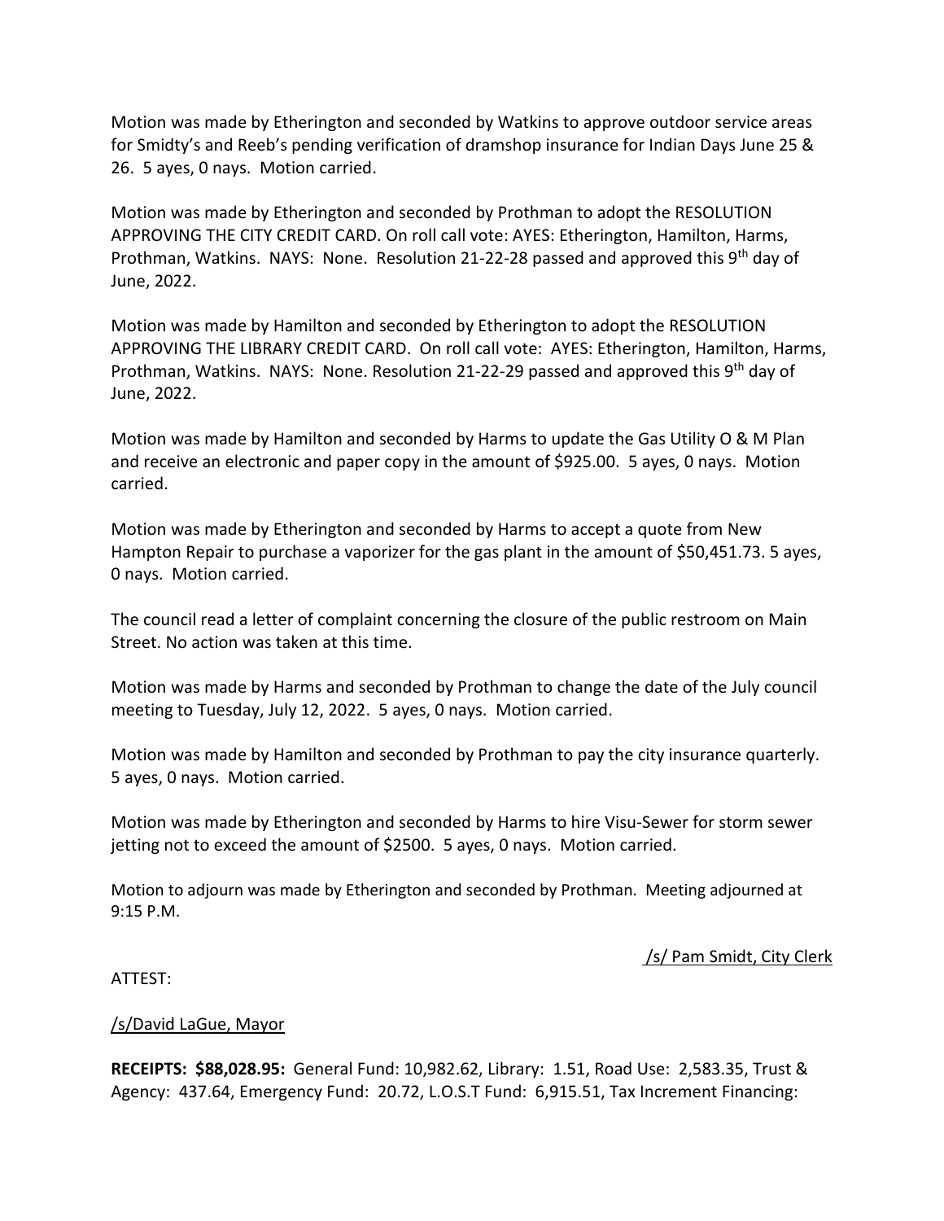Motion was made by Etherington and seconded by Watkins to approve outdoor service areas for Smidty's and Reeb's pending verification of dramshop insurance for Indian Days June 25 & 26. 5 ayes, 0 nays. Motion carried.

Motion was made by Etherington and seconded by Prothman to adopt the RESOLUTION APPROVING THE CITY CREDIT CARD. On roll call vote: AYES: Etherington, Hamilton, Harms, Prothman, Watkins. NAYS: None. Resolution 21-22-28 passed and approved this 9th day of June, 2022.

Motion was made by Hamilton and seconded by Etherington to adopt the RESOLUTION APPROVING THE LIBRARY CREDIT CARD. On roll call vote: AYES: Etherington, Hamilton, Harms, Prothman, Watkins. NAYS: None. Resolution 21-22-29 passed and approved this 9th day of June, 2022.

Motion was made by Hamilton and seconded by Harms to update the Gas Utility O & M Plan and receive an electronic and paper copy in the amount of $925.00. 5 ayes, 0 nays. Motion carried.

Motion was made by Etherington and seconded by Harms to accept a quote from New Hampton Repair to purchase a vaporizer for the gas plant in the amount of $50,451.73. 5 ayes, 0 nays. Motion carried.

The council read a letter of complaint concerning the closure of the public restroom on Main Street. No action was taken at this time.

Motion was made by Harms and seconded by Prothman to change the date of the July council meeting to Tuesday, July 12, 2022. 5 ayes, 0 nays. Motion carried.

Motion was made by Hamilton and seconded by Prothman to pay the city insurance quarterly. 5 ayes, 0 nays. Motion carried.

Motion was made by Etherington and seconded by Harms to hire Visu-Sewer for storm sewer jetting not to exceed the amount of $2500. 5 ayes, 0 nays. Motion carried.

Motion to adjourn was made by Etherington and seconded by Prothman. Meeting adjourned at 9:15 P.M.

/s/ Pam Smidt, City Clerk

ATTEST:

/s/David LaGue, Mayor

**RECEIPTS: $88,028.95:** General Fund: 10,982.62, Library: 1.51, Road Use: 2,583.35, Trust & Agency: 437.64, Emergency Fund: 20.72, L.O.S.T Fund: 6,915.51, Tax Increment Financing: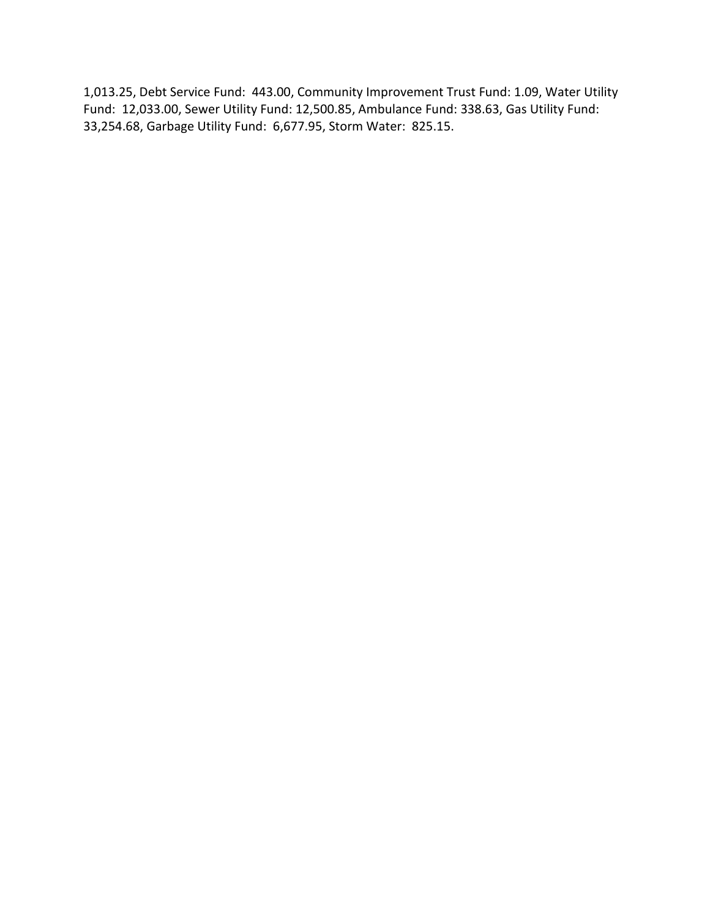1,013.25, Debt Service Fund:  443.00, Community Improvement Trust Fund: 1.09, Water Utility Fund:  12,033.00, Sewer Utility Fund: 12,500.85, Ambulance Fund: 338.63, Gas Utility Fund: 33,254.68, Garbage Utility Fund:  6,677.95, Storm Water:  825.15.